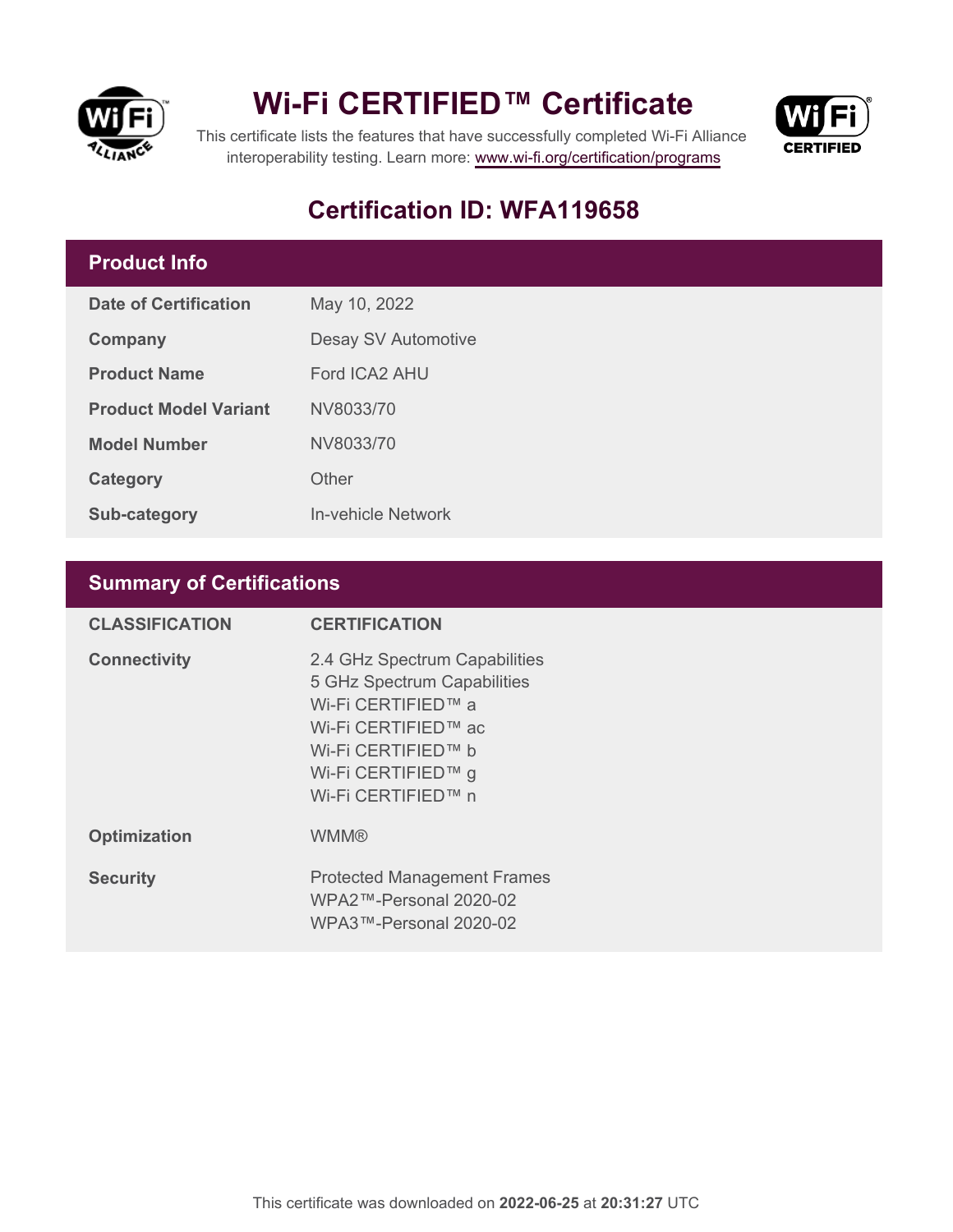# Wi-Fi CERTIFIED™ Certificate

This certificate lists the features that have successfully completed Wi-Fi Alliance interoperability testing. Learn more: www.wi-fi.org/certification/programs

## Certification ID: WFA119658

### Product Info

| | |
|---|---|
| **Date of Certification** | May 10, 2022 |
| **Company** | Desay SV Automotive |
| **Product Name** | Ford ICA2 AHU |
| **Product Model Variant** | NV8033/70 |
| **Model Number** | NV8033/70 |
| **Category** | Other |
| **Sub-category** | In-vehicle Network |

### Summary of Certifications

| CLASSIFICATION | CERTIFICATION |
|---|---|
| **Connectivity** | 2.4 GHz Spectrum Capabilities<br>5 GHz Spectrum Capabilities<br>Wi-Fi CERTIFIED™ a<br>Wi-Fi CERTIFIED™ ac<br>Wi-Fi CERTIFIED™ b<br>Wi-Fi CERTIFIED™ g<br>Wi-Fi CERTIFIED™ n |
| **Optimization** | WMM® |
| **Security** | Protected Management Frames<br>WPA2™-Personal 2020-02<br>WPA3™-Personal 2020-02 |

This certificate was downloaded on **2022-06-25** at **20:31:27** UTC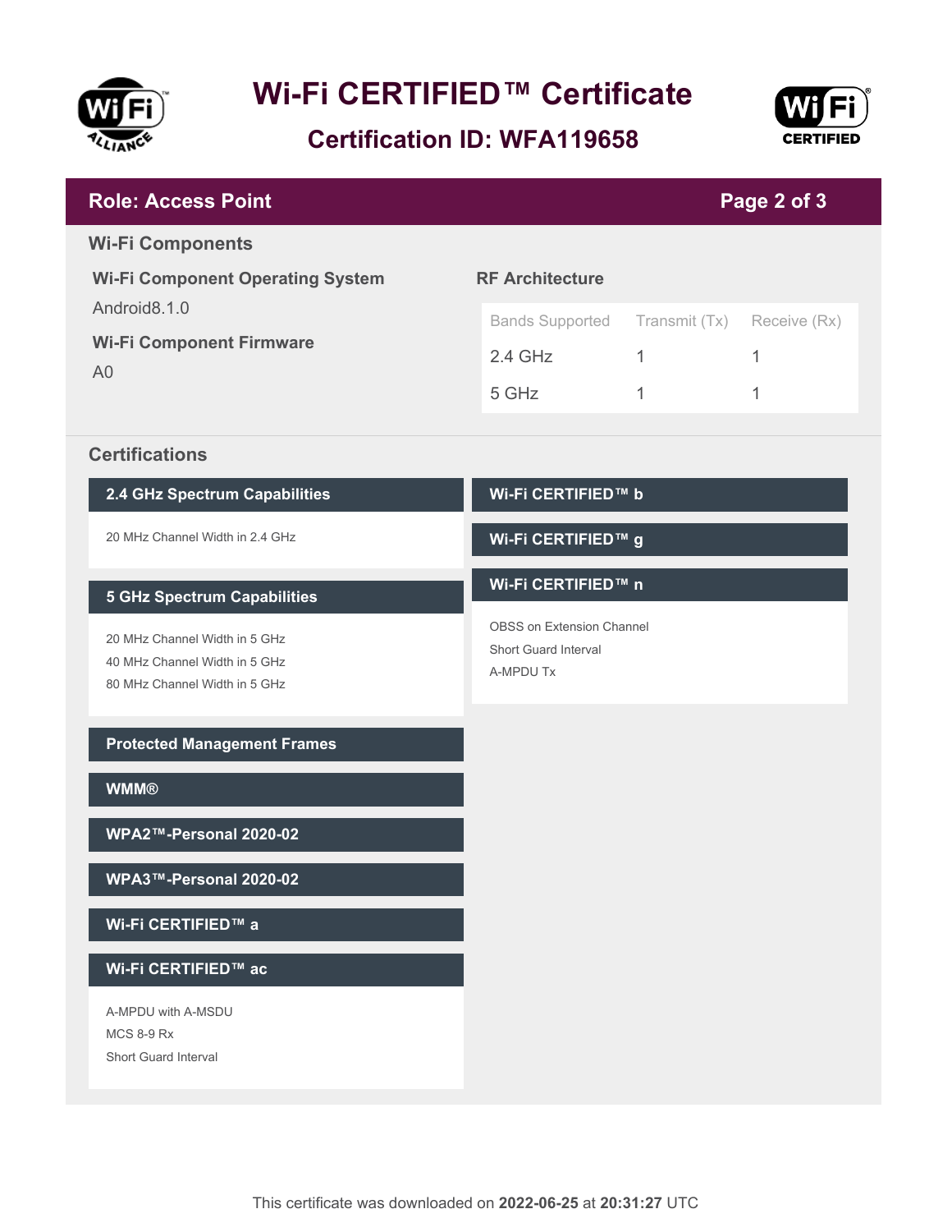# Wi-Fi CERTIFIED™ Certificate

## Certification ID: WFA119658

## Role: Access Point

### Wi-Fi Components

**Wi-Fi Component Operating System**

Android8.1.0

**Wi-Fi Component Firmware**

A0

**RF Architecture**

| Bands Supported | Transmit (Tx) | Receive (Rx) |
|---|---|---|
| 2.4 GHz | 1 | 1 |
| 5 GHz | 1 | 1 |

### Certifications

**2.4 GHz Spectrum Capabilities**

- 20 MHz Channel Width in 2.4 GHz

**5 GHz Spectrum Capabilities**

- 20 MHz Channel Width in 5 GHz
- 40 MHz Channel Width in 5 GHz
- 80 MHz Channel Width in 5 GHz

**Protected Management Frames**

**WMM®**

**WPA2™-Personal 2020-02**

**WPA3™-Personal 2020-02**

**Wi-Fi CERTIFIED™ a**

**Wi-Fi CERTIFIED™ ac**

- A-MPDU with A-MSDU
- MCS 8-9 Rx
- Short Guard Interval

**Wi-Fi CERTIFIED™ b**

**Wi-Fi CERTIFIED™ g**

**Wi-Fi CERTIFIED™ n**

- OBSS on Extension Channel
- Short Guard Interval
- A-MPDU Tx

This certificate was downloaded on **2022-06-25** at **20:31:27** UTC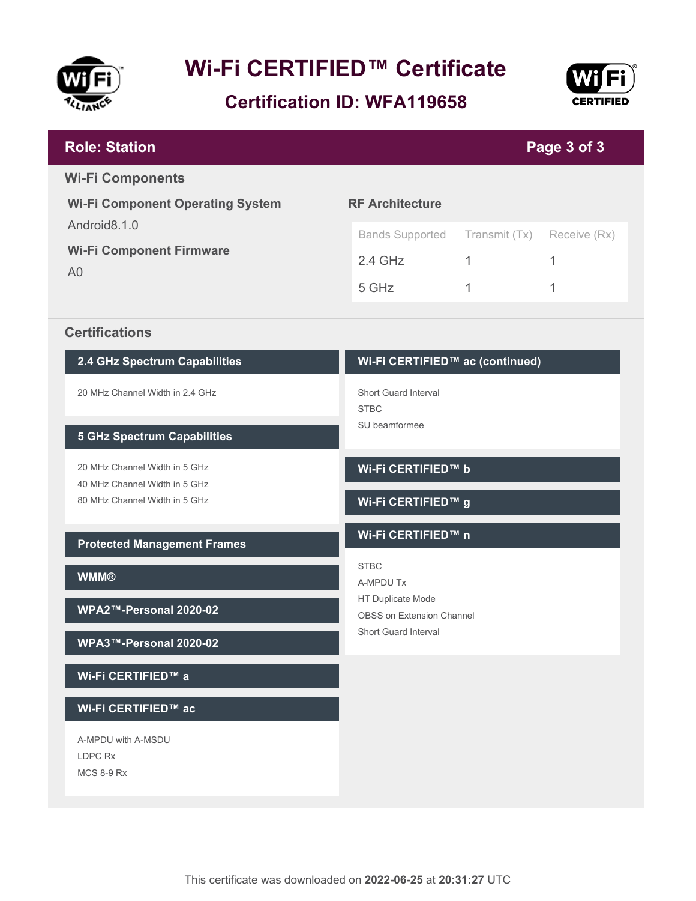# Wi-Fi CERTIFIED™ Certificate

## Certification ID: WFA119658

**Role: Station**

### Wi-Fi Components

**Wi-Fi Component Operating System**

Android8.1.0

**Wi-Fi Component Firmware**

A0

**RF Architecture**

| Bands Supported | Transmit (Tx) | Receive (Rx) |
|---|---|---|
| 2.4 GHz | 1 | 1 |
| 5 GHz | 1 | 1 |

### Certifications

**2.4 GHz Spectrum Capabilities**

- 20 MHz Channel Width in 2.4 GHz

**5 GHz Spectrum Capabilities**

- 20 MHz Channel Width in 5 GHz
- 40 MHz Channel Width in 5 GHz
- 80 MHz Channel Width in 5 GHz

**Protected Management Frames**

**WMM®**

**WPA2™-Personal 2020-02**

**WPA3™-Personal 2020-02**

**Wi-Fi CERTIFIED™ a**

**Wi-Fi CERTIFIED™ ac**

- A-MPDU with A-MSDU
- LDPC Rx
- MCS 8-9 Rx

**Wi-Fi CERTIFIED™ ac (continued)**

- Short Guard Interval
- STBC
- SU beamformee

**Wi-Fi CERTIFIED™ b**

**Wi-Fi CERTIFIED™ g**

**Wi-Fi CERTIFIED™ n**

- STBC
- A-MPDU Tx
- HT Duplicate Mode
- OBSS on Extension Channel
- Short Guard Interval

This certificate was downloaded on **2022-06-25** at **20:31:27** UTC